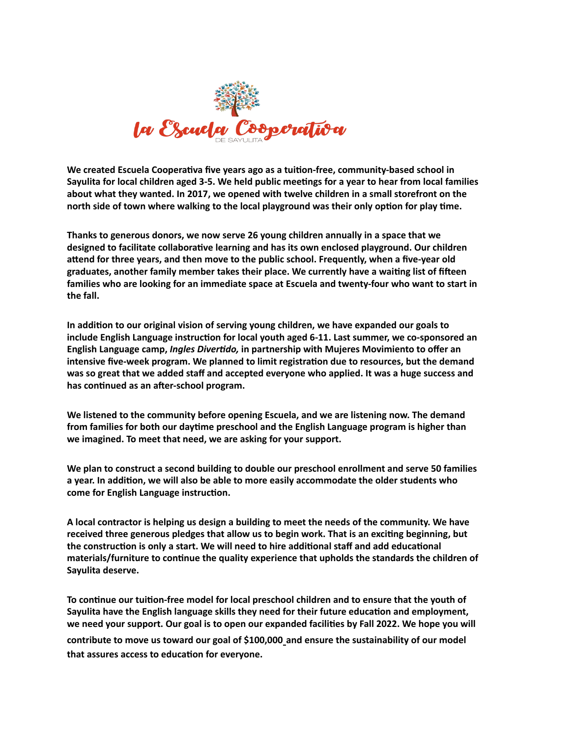# la Escuela Cooperativa

DE SAYULITA

**We created Escuela Cooperativa five years ago as a tuition-free, community-based school in Sayulita for local children aged 3-5. We held public meetings for a year to hear from local families about what they wanted. In 2017, we opened with twelve children in a small storefront on the north side of town where walking to the local playground was their only option for play time.**

**Thanks to generous donors, we now serve 26 young children annually in a space that we designed to facilitate collaborative learning and has its own enclosed playground. Our children attend for three years, and then move to the public school. Frequently, when a five-year old graduates, another family member takes their place. We currently have a waiting list of fifteen families who are looking for an immediate space at Escuela and twenty-four who want to start in the fall.**

**In addition to our original vision of serving young children, we have expanded our goals to include English Language instruction for local youth aged 6-11. Last summer, we co-sponsored an English Language camp, *Ingles Divertido,* in partnership with Mujeres Movimiento to offer an intensive five-week program. We planned to limit registration due to resources, but the demand was so great that we added staff and accepted everyone who applied. It was a huge success and has continued as an after-school program.**

**We listened to the community before opening Escuela, and we are listening now. The demand from families for both our daytime preschool and the English Language program is higher than we imagined. To meet that need, we are asking for your support.**

**We plan to construct a second building to double our preschool enrollment and serve 50 families a year. In addition, we will also be able to more easily accommodate the older students who come for English Language instruction.**

**A local contractor is helping us design a building to meet the needs of the community. We have received three generous pledges that allow us to begin work. That is an exciting beginning, but the construction is only a start. We will need to hire additional staff and add educational materials/furniture to continue the quality experience that upholds the standards the children of Sayulita deserve.**

**To continue our tuition-free model for local preschool children and to ensure that the youth of Sayulita have the English language skills they need for their future education and employment, we need your support. Our goal is to open our expanded facilities by Fall 2022. We hope you will contribute to move us toward our goal of $100,000 and ensure the sustainability of our model that assures access to education for everyone.**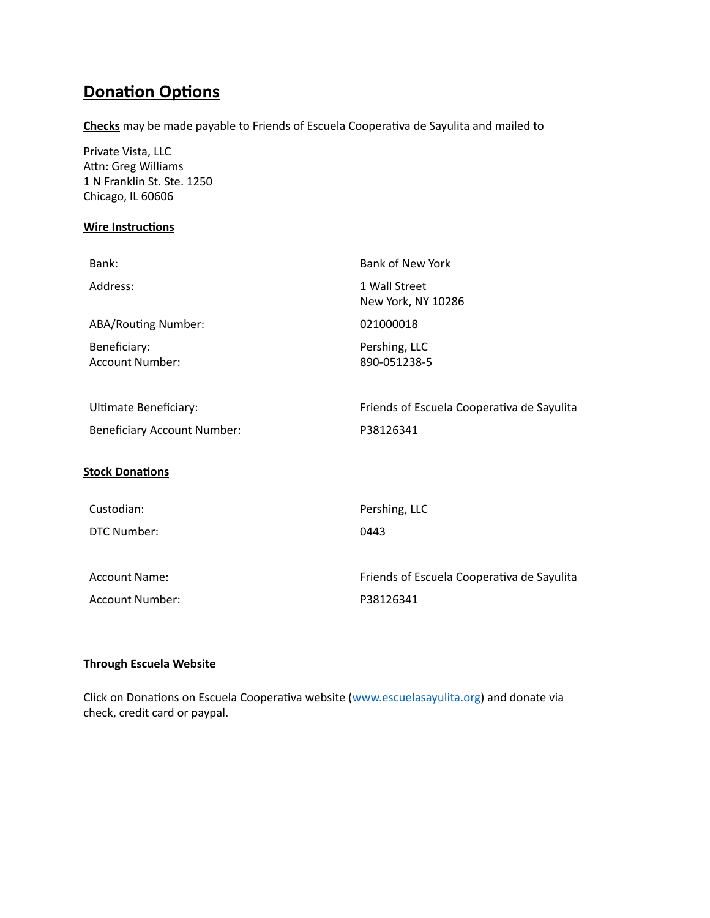## Donation Options

**Checks** may be made payable to Friends of Escuela Cooperativa de Sayulita and mailed to

Private Vista, LLC
Attn: Greg Williams
1 N Franklin St. Ste. 1250
Chicago, IL 60606

### Wire Instructions

| | |
|---|---|
| Bank: | Bank of New York |
| Address: | 1 Wall Street<br>New York, NY 10286 |
| ABA/Routing Number: | 021000018 |
| Beneficiary:<br>Account Number: | Pershing, LLC<br>890-051238-5 |
| Ultimate Beneficiary: | Friends of Escuela Cooperativa de Sayulita |
| Beneficiary Account Number: | P38126341 |

### Stock Donations

| | |
|---|---|
| Custodian: | Pershing, LLC |
| DTC Number: | 0443 |
| Account Name: | Friends of Escuela Cooperativa de Sayulita |
| Account Number: | P38126341 |

### Through Escuela Website

Click on Donations on Escuela Cooperativa website (www.escuelasayulita.org) and donate via check, credit card or paypal.